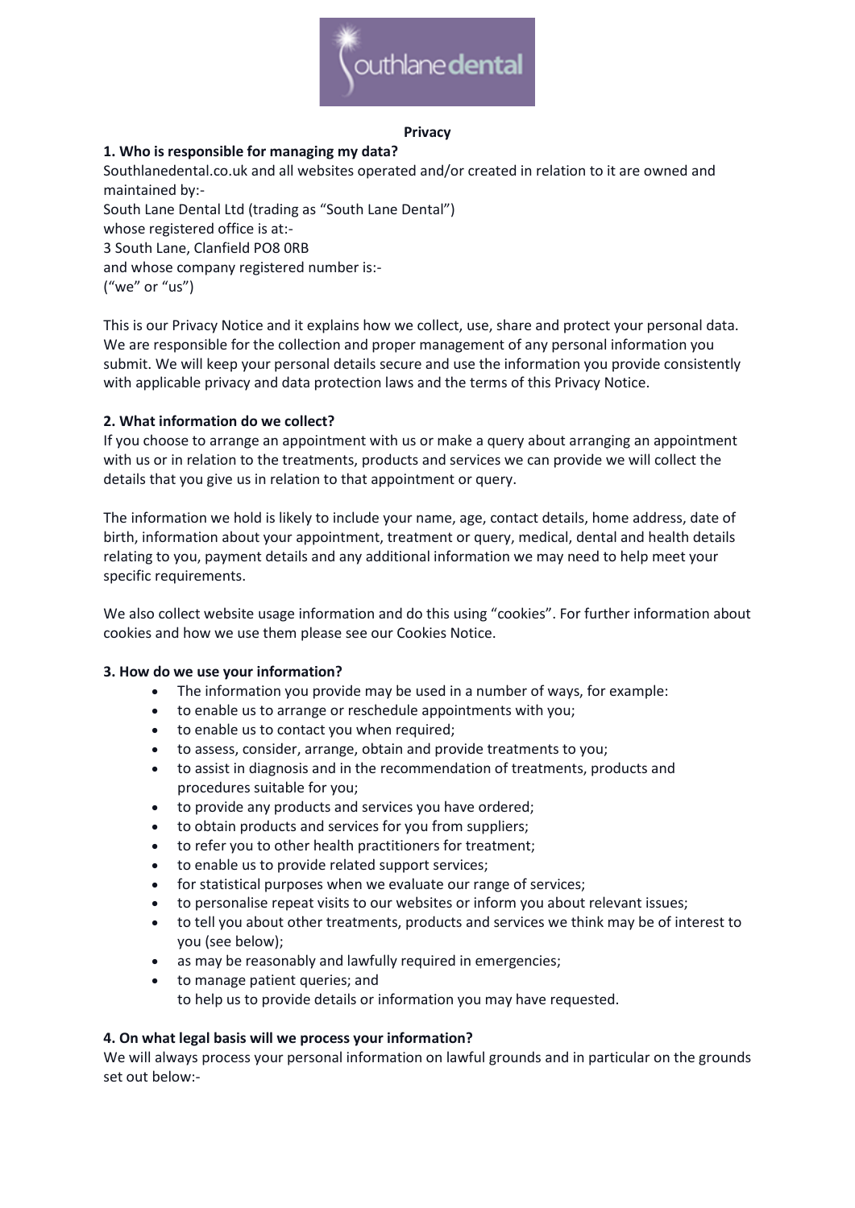**Privacy**

### 1. Who is responsible for managing my data?

Southlanedental.co.uk and all websites operated and/or created in relation to it are owned and maintained by:-
South Lane Dental Ltd (trading as "South Lane Dental")
whose registered office is at:-
3 South Lane, Clanfield PO8 0RB
and whose company registered number is:-
("we" or "us")

This is our Privacy Notice and it explains how we collect, use, share and protect your personal data. We are responsible for the collection and proper management of any personal information you submit. We will keep your personal details secure and use the information you provide consistently with applicable privacy and data protection laws and the terms of this Privacy Notice.

### 2. What information do we collect?

If you choose to arrange an appointment with us or make a query about arranging an appointment with us or in relation to the treatments, products and services we can provide we will collect the details that you give us in relation to that appointment or query.

The information we hold is likely to include your name, age, contact details, home address, date of birth, information about your appointment, treatment or query, medical, dental and health details relating to you, payment details and any additional information we may need to help meet your specific requirements.

We also collect website usage information and do this using "cookies". For further information about cookies and how we use them please see our Cookies Notice.

### 3. How do we use your information?

- The information you provide may be used in a number of ways, for example:
- to enable us to arrange or reschedule appointments with you;
- to enable us to contact you when required;
- to assess, consider, arrange, obtain and provide treatments to you;
- to assist in diagnosis and in the recommendation of treatments, products and procedures suitable for you;
- to provide any products and services you have ordered;
- to obtain products and services for you from suppliers;
- to refer you to other health practitioners for treatment;
- to enable us to provide related support services;
- for statistical purposes when we evaluate our range of services;
- to personalise repeat visits to our websites or inform you about relevant issues;
- to tell you about other treatments, products and services we think may be of interest to you (see below);
- as may be reasonably and lawfully required in emergencies;
- to manage patient queries; and
  to help us to provide details or information you may have requested.

### 4. On what legal basis will we process your information?

We will always process your personal information on lawful grounds and in particular on the grounds set out below:-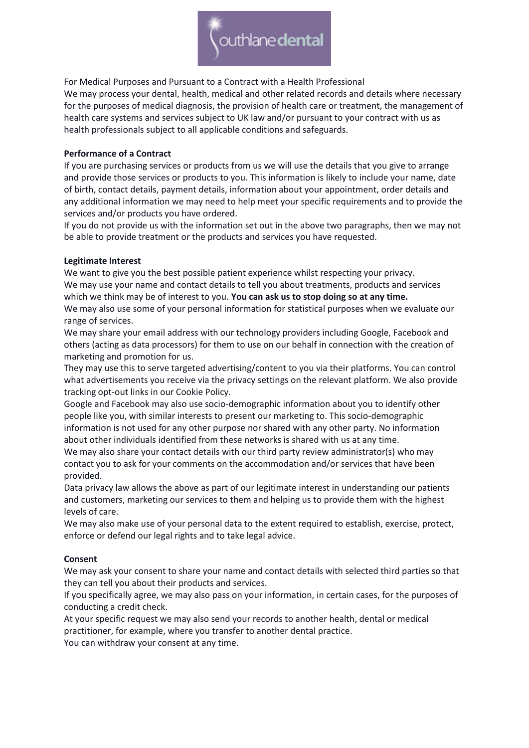For Medical Purposes and Pursuant to a Contract with a Health Professional

We may process your dental, health, medical and other related records and details where necessary for the purposes of medical diagnosis, the provision of health care or treatment, the management of health care systems and services subject to UK law and/or pursuant to your contract with us as health professionals subject to all applicable conditions and safeguards.

**Performance of a Contract**

If you are purchasing services or products from us we will use the details that you give to arrange and provide those services or products to you. This information is likely to include your name, date of birth, contact details, payment details, information about your appointment, order details and any additional information we may need to help meet your specific requirements and to provide the services and/or products you have ordered.

If you do not provide us with the information set out in the above two paragraphs, then we may not be able to provide treatment or the products and services you have requested.

**Legitimate Interest**

We want to give you the best possible patient experience whilst respecting your privacy.

We may use your name and contact details to tell you about treatments, products and services which we think may be of interest to you. **You can ask us to stop doing so at any time.**

We may also use some of your personal information for statistical purposes when we evaluate our range of services.

We may share your email address with our technology providers including Google, Facebook and others (acting as data processors) for them to use on our behalf in connection with the creation of marketing and promotion for us.

They may use this to serve targeted advertising/content to you via their platforms. You can control what advertisements you receive via the privacy settings on the relevant platform. We also provide tracking opt-out links in our Cookie Policy.

Google and Facebook may also use socio-demographic information about you to identify other people like you, with similar interests to present our marketing to. This socio-demographic information is not used for any other purpose nor shared with any other party. No information about other individuals identified from these networks is shared with us at any time.

We may also share your contact details with our third party review administrator(s) who may contact you to ask for your comments on the accommodation and/or services that have been provided.

Data privacy law allows the above as part of our legitimate interest in understanding our patients and customers, marketing our services to them and helping us to provide them with the highest levels of care.

We may also make use of your personal data to the extent required to establish, exercise, protect, enforce or defend our legal rights and to take legal advice.

**Consent**

We may ask your consent to share your name and contact details with selected third parties so that they can tell you about their products and services.

If you specifically agree, we may also pass on your information, in certain cases, for the purposes of conducting a credit check.

At your specific request we may also send your records to another health, dental or medical practitioner, for example, where you transfer to another dental practice.

You can withdraw your consent at any time.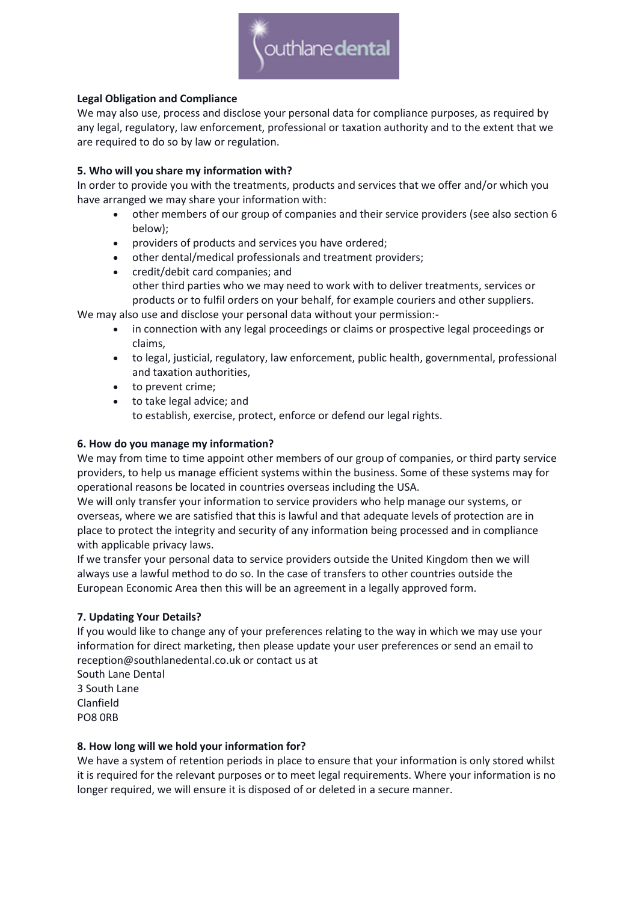**Legal Obligation and Compliance**

We may also use, process and disclose your personal data for compliance purposes, as required by any legal, regulatory, law enforcement, professional or taxation authority and to the extent that we are required to do so by law or regulation.

**5. Who will you share my information with?**

In order to provide you with the treatments, products and services that we offer and/or which you have arranged we may share your information with:

- other members of our group of companies and their service providers (see also section 6 below);
- providers of products and services you have ordered;
- other dental/medical professionals and treatment providers;
- credit/debit card companies; and
  other third parties who we may need to work with to deliver treatments, services or products or to fulfil orders on your behalf, for example couriers and other suppliers.

We may also use and disclose your personal data without your permission:-

- in connection with any legal proceedings or claims or prospective legal proceedings or claims,
- to legal, justicial, regulatory, law enforcement, public health, governmental, professional and taxation authorities,
- to prevent crime;
- to take legal advice; and
  to establish, exercise, protect, enforce or defend our legal rights.

**6. How do you manage my information?**

We may from time to time appoint other members of our group of companies, or third party service providers, to help us manage efficient systems within the business. Some of these systems may for operational reasons be located in countries overseas including the USA.

We will only transfer your information to service providers who help manage our systems, or overseas, where we are satisfied that this is lawful and that adequate levels of protection are in place to protect the integrity and security of any information being processed and in compliance with applicable privacy laws.

If we transfer your personal data to service providers outside the United Kingdom then we will always use a lawful method to do so. In the case of transfers to other countries outside the European Economic Area then this will be an agreement in a legally approved form.

**7. Updating Your Details?**

If you would like to change any of your preferences relating to the way in which we may use your information for direct marketing, then please update your user preferences or send an email to reception@southlanedental.co.uk or contact us at

South Lane Dental
3 South Lane
Clanfield
PO8 0RB

**8. How long will we hold your information for?**

We have a system of retention periods in place to ensure that your information is only stored whilst it is required for the relevant purposes or to meet legal requirements. Where your information is no longer required, we will ensure it is disposed of or deleted in a secure manner.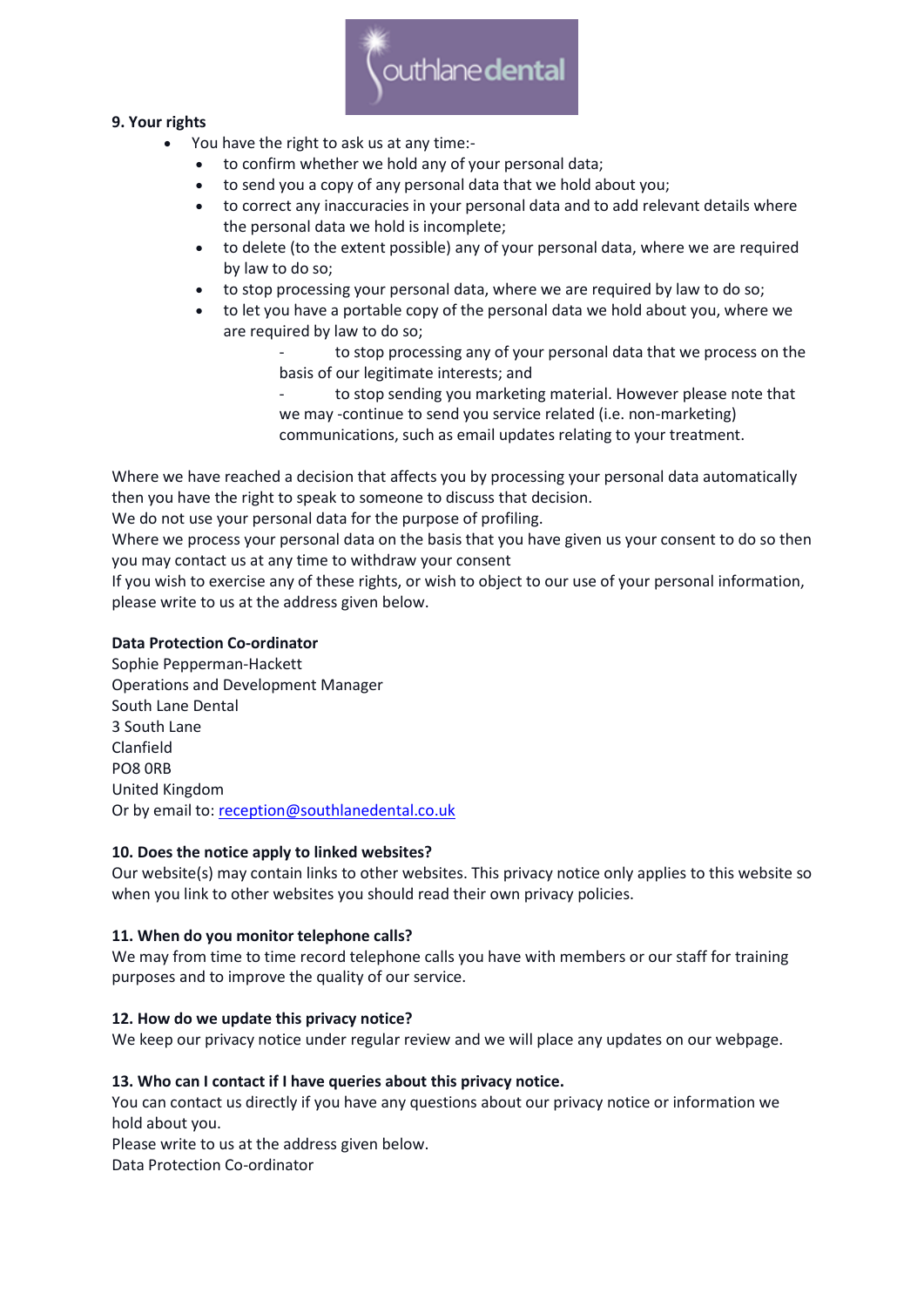**9. Your rights**

- You have the right to ask us at any time:-
  - to confirm whether we hold any of your personal data;
  - to send you a copy of any personal data that we hold about you;
  - to correct any inaccuracies in your personal data and to add relevant details where the personal data we hold is incomplete;
  - to delete (to the extent possible) any of your personal data, where we are required by law to do so;
  - to stop processing your personal data, where we are required by law to do so;
  - to let you have a portable copy of the personal data we hold about you, where we are required by law to do so;
    - to stop processing any of your personal data that we process on the basis of our legitimate interests; and
    - to stop sending you marketing material. However please note that we may -continue to send you service related (i.e. non-marketing) communications, such as email updates relating to your treatment.

Where we have reached a decision that affects you by processing your personal data automatically then you have the right to speak to someone to discuss that decision.
We do not use your personal data for the purpose of profiling.
Where we process your personal data on the basis that you have given us your consent to do so then you may contact us at any time to withdraw your consent
If you wish to exercise any of these rights, or wish to object to our use of your personal information, please write to us at the address given below.

**Data Protection Co-ordinator**
Sophie Pepperman-Hackett
Operations and Development Manager
South Lane Dental
3 South Lane
Clanfield
PO8 0RB
United Kingdom
Or by email to: reception@southlanedental.co.uk

**10. Does the notice apply to linked websites?**
Our website(s) may contain links to other websites. This privacy notice only applies to this website so when you link to other websites you should read their own privacy policies.

**11. When do you monitor telephone calls?**
We may from time to time record telephone calls you have with members or our staff for training purposes and to improve the quality of our service.

**12. How do we update this privacy notice?**
We keep our privacy notice under regular review and we will place any updates on our webpage.

**13. Who can I contact if I have queries about this privacy notice.**
You can contact us directly if you have any questions about our privacy notice or information we hold about you.
Please write to us at the address given below.
Data Protection Co-ordinator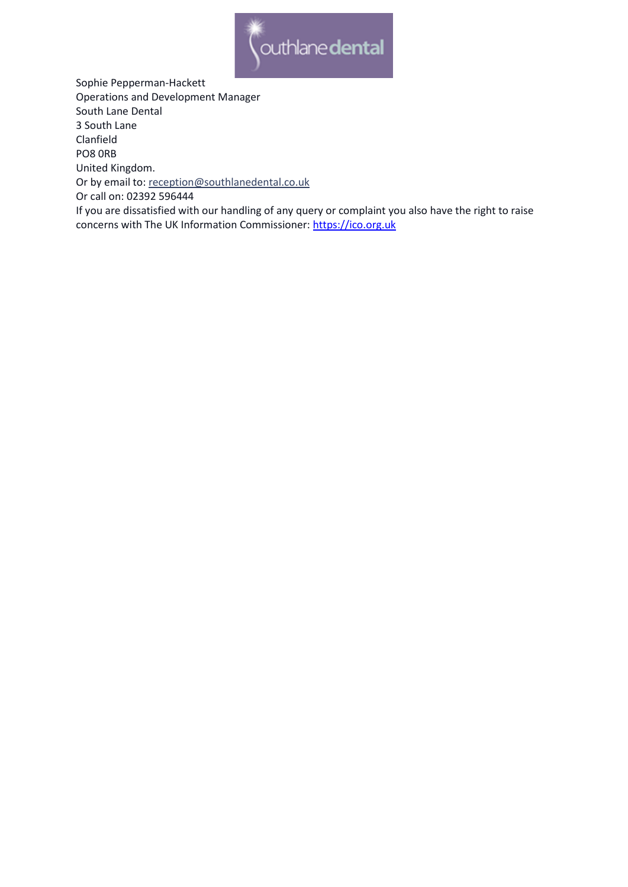Sophie Pepperman-Hackett
Operations and Development Manager
South Lane Dental
3 South Lane
Clanfield
PO8 0RB
United Kingdom.
Or by email to: reception@southlanedental.co.uk
Or call on: 02392 596444
If you are dissatisfied with our handling of any query or complaint you also have the right to raise concerns with The UK Information Commissioner: https://ico.org.uk